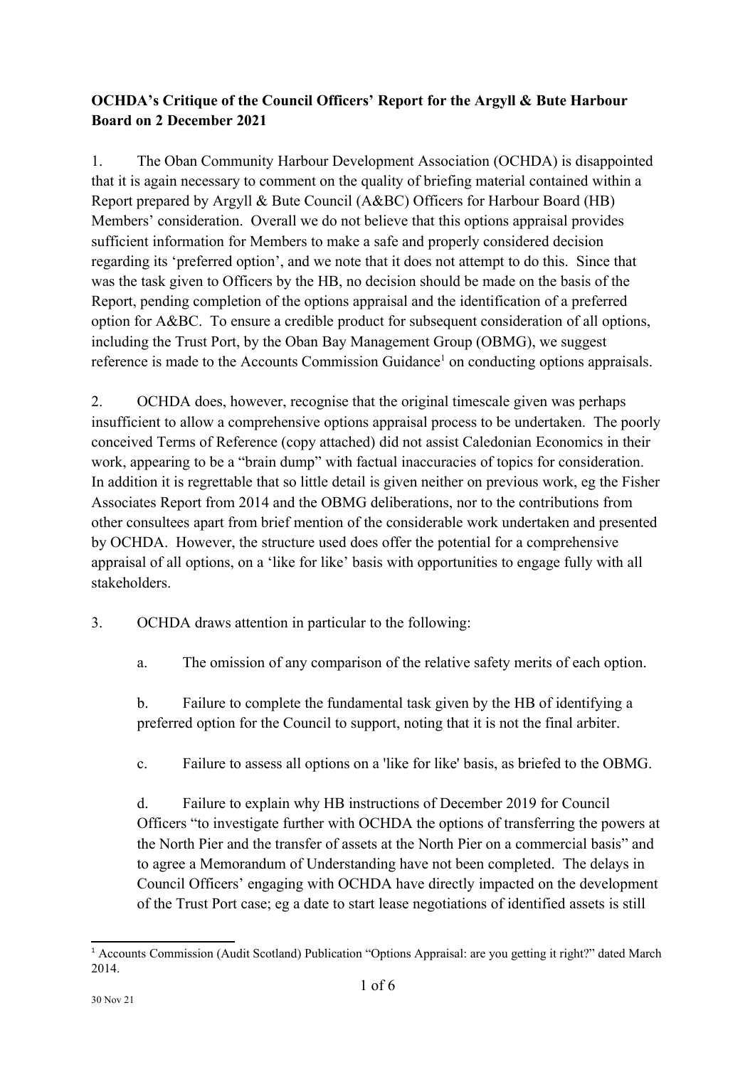**OCHDA's Critique of the Council Officers' Report for the Argyll & Bute Harbour Board on 2 December 2021**

1. The Oban Community Harbour Development Association (OCHDA) is disappointed that it is again necessary to comment on the quality of briefing material contained within a Report prepared by Argyll & Bute Council (A&BC) Officers for Harbour Board (HB) Members' consideration. Overall we do not believe that this options appraisal provides sufficient information for Members to make a safe and properly considered decision regarding its 'preferred option', and we note that it does not attempt to do this. Since that was the task given to Officers by the HB, no decision should be made on the basis of the Report, pending completion of the options appraisal and the identification of a preferred option for A&BC. To ensure a credible product for subsequent consideration of all options, including the Trust Port, by the Oban Bay Management Group (OBMG), we suggest reference is made to the Accounts Commission Guidance[1] on conducting options appraisals.

2. OCHDA does, however, recognise that the original timescale given was perhaps insufficient to allow a comprehensive options appraisal process to be undertaken. The poorly conceived Terms of Reference (copy attached) did not assist Caledonian Economics in their work, appearing to be a "brain dump" with factual inaccuracies of topics for consideration. In addition it is regrettable that so little detail is given neither on previous work, eg the Fisher Associates Report from 2014 and the OBMG deliberations, nor to the contributions from other consultees apart from brief mention of the considerable work undertaken and presented by OCHDA. However, the structure used does offer the potential for a comprehensive appraisal of all options, on a 'like for like' basis with opportunities to engage fully with all stakeholders.

3. OCHDA draws attention in particular to the following:

   a. The omission of any comparison of the relative safety merits of each option.

   b. Failure to complete the fundamental task given by the HB of identifying a preferred option for the Council to support, noting that it is not the final arbiter.

   c. Failure to assess all options on a 'like for like' basis, as briefed to the OBMG.

   d. Failure to explain why HB instructions of December 2019 for Council Officers "to investigate further with OCHDA the options of transferring the powers at the North Pier and the transfer of assets at the North Pier on a commercial basis" and to agree a Memorandum of Understanding have not been completed. The delays in Council Officers' engaging with OCHDA have directly impacted on the development of the Trust Port case; eg a date to start lease negotiations of identified assets is still

[1] Accounts Commission (Audit Scotland) Publication "Options Appraisal: are you getting it right?" dated March 2014.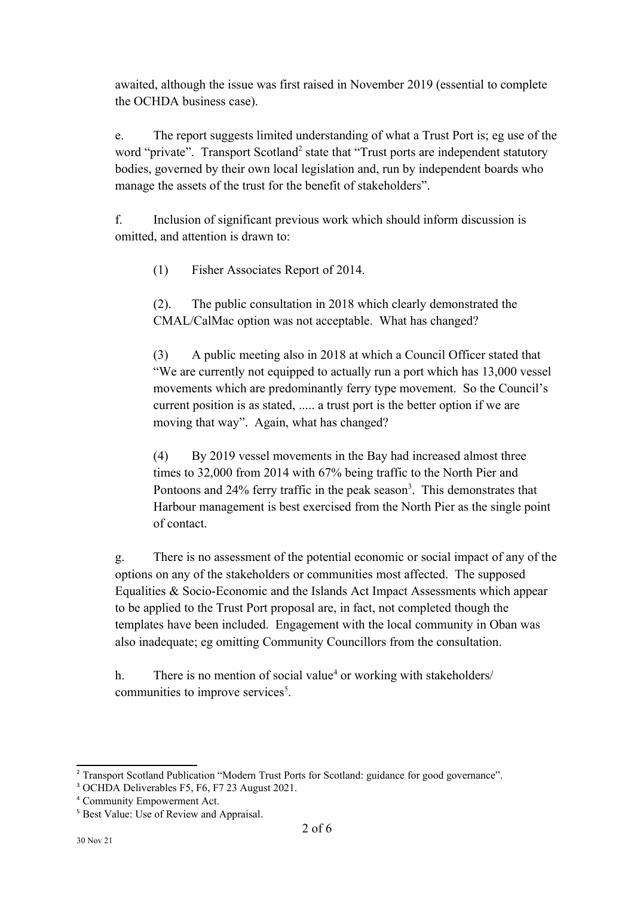awaited, although the issue was first raised in November 2019 (essential to complete the OCHDA business case).

e. The report suggests limited understanding of what a Trust Port is; eg use of the word "private". Transport Scotland[2] state that "Trust ports are independent statutory bodies, governed by their own local legislation and, run by independent boards who manage the assets of the trust for the benefit of stakeholders".

f. Inclusion of significant previous work which should inform discussion is omitted, and attention is drawn to:

(1) Fisher Associates Report of 2014.

(2). The public consultation in 2018 which clearly demonstrated the CMAL/CalMac option was not acceptable. What has changed?

(3) A public meeting also in 2018 at which a Council Officer stated that "We are currently not equipped to actually run a port which has 13,000 vessel movements which are predominantly ferry type movement. So the Council's current position is as stated, ..... a trust port is the better option if we are moving that way". Again, what has changed?

(4) By 2019 vessel movements in the Bay had increased almost three times to 32,000 from 2014 with 67% being traffic to the North Pier and Pontoons and 24% ferry traffic in the peak season[3]. This demonstrates that Harbour management is best exercised from the North Pier as the single point of contact.

g. There is no assessment of the potential economic or social impact of any of the options on any of the stakeholders or communities most affected. The supposed Equalities & Socio-Economic and the Islands Act Impact Assessments which appear to be applied to the Trust Port proposal are, in fact, not completed though the templates have been included. Engagement with the local community in Oban was also inadequate; eg omitting Community Councillors from the consultation.

h. There is no mention of social value[4] or working with stakeholders/ communities to improve services[5].

---

[2] Transport Scotland Publication "Modern Trust Ports for Scotland: guidance for good governance".

[3] OCHDA Deliverables F5, F6, F7 23 August 2021.

[4] Community Empowerment Act.

[5] Best Value: Use of Review and Appraisal.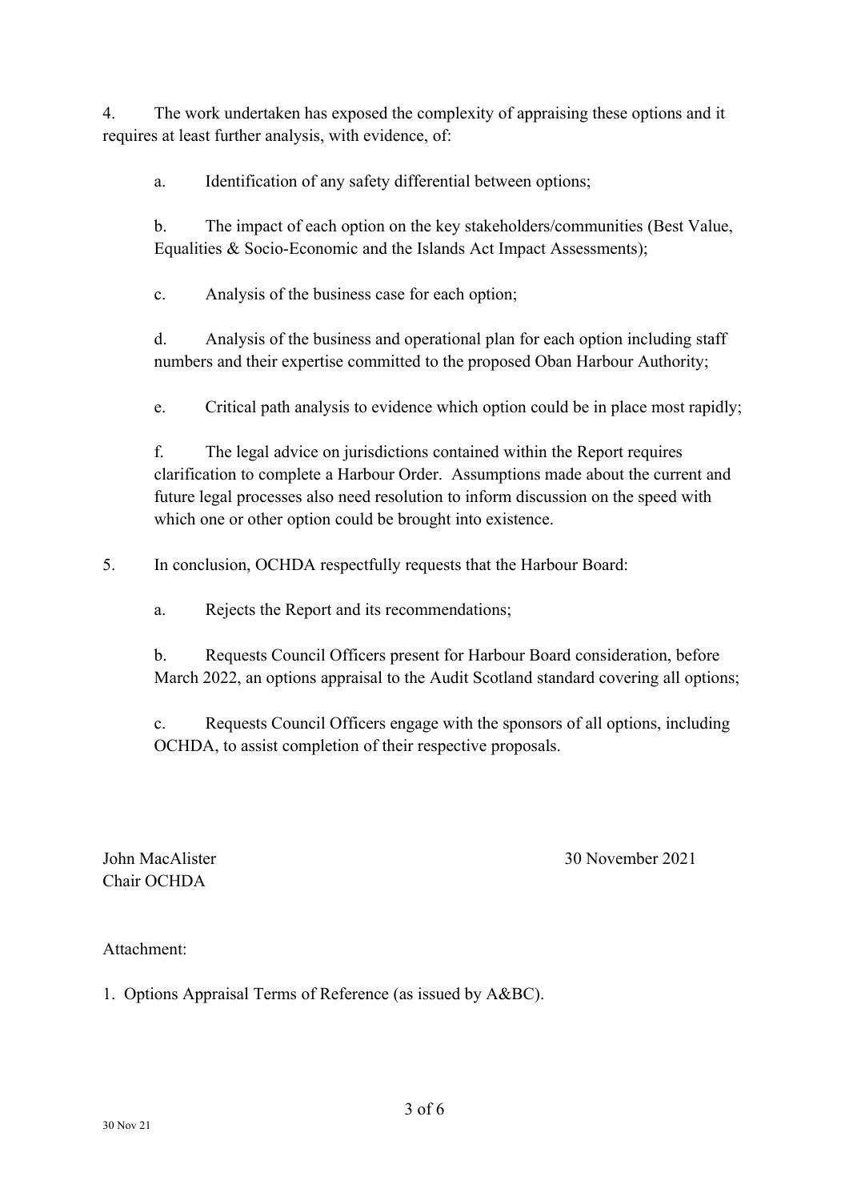4. The work undertaken has exposed the complexity of appraising these options and it requires at least further analysis, with evidence, of:

   a. Identification of any safety differential between options;

   b. The impact of each option on the key stakeholders/communities (Best Value, Equalities & Socio-Economic and the Islands Act Impact Assessments);

   c. Analysis of the business case for each option;

   d. Analysis of the business and operational plan for each option including staff numbers and their expertise committed to the proposed Oban Harbour Authority;

   e. Critical path analysis to evidence which option could be in place most rapidly;

   f. The legal advice on jurisdictions contained within the Report requires clarification to complete a Harbour Order. Assumptions made about the current and future legal processes also need resolution to inform discussion on the speed with which one or other option could be brought into existence.

5. In conclusion, OCHDA respectfully requests that the Harbour Board:

   a. Rejects the Report and its recommendations;

   b. Requests Council Officers present for Harbour Board consideration, before March 2022, an options appraisal to the Audit Scotland standard covering all options;

   c. Requests Council Officers engage with the sponsors of all options, including OCHDA, to assist completion of their respective proposals.

John MacAlister
Chair OCHDA

30 November 2021

Attachment:

1. Options Appraisal Terms of Reference (as issued by A&BC).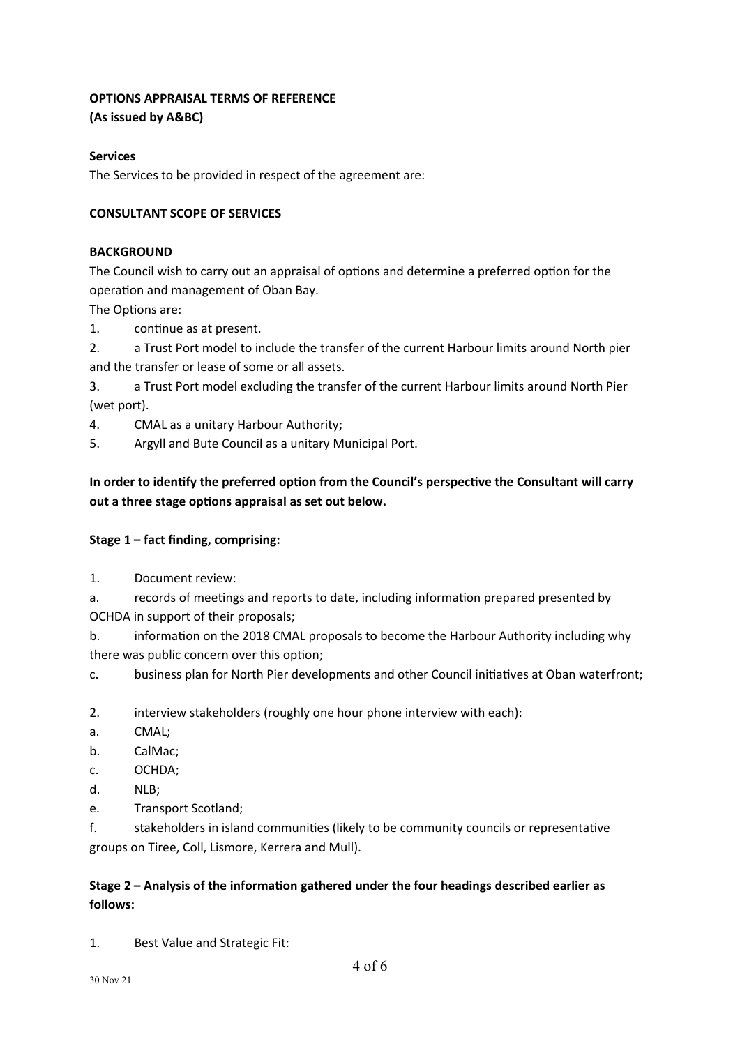**OPTIONS APPRAISAL TERMS OF REFERENCE**
**(As issued by A&BC)**

**Services**

The Services to be provided in respect of the agreement are:

**CONSULTANT SCOPE OF SERVICES**

**BACKGROUND**

The Council wish to carry out an appraisal of options and determine a preferred option for the operation and management of Oban Bay.

The Options are:

1. continue as at present.
2. a Trust Port model to include the transfer of the current Harbour limits around North pier and the transfer or lease of some or all assets.
3. a Trust Port model excluding the transfer of the current Harbour limits around North Pier (wet port).
4. CMAL as a unitary Harbour Authority;
5. Argyll and Bute Council as a unitary Municipal Port.

**In order to identify the preferred option from the Council's perspective the Consultant will carry out a three stage options appraisal as set out below.**

**Stage 1 – fact finding, comprising:**

1. Document review:

a. records of meetings and reports to date, including information prepared presented by OCHDA in support of their proposals;

b. information on the 2018 CMAL proposals to become the Harbour Authority including why there was public concern over this option;

c. business plan for North Pier developments and other Council initiatives at Oban waterfront;

2. interview stakeholders (roughly one hour phone interview with each):

a. CMAL;

b. CalMac;

c. OCHDA;

d. NLB;

e. Transport Scotland;

f. stakeholders in island communities (likely to be community councils or representative groups on Tiree, Coll, Lismore, Kerrera and Mull).

**Stage 2 – Analysis of the information gathered under the four headings described earlier as follows:**

1. Best Value and Strategic Fit: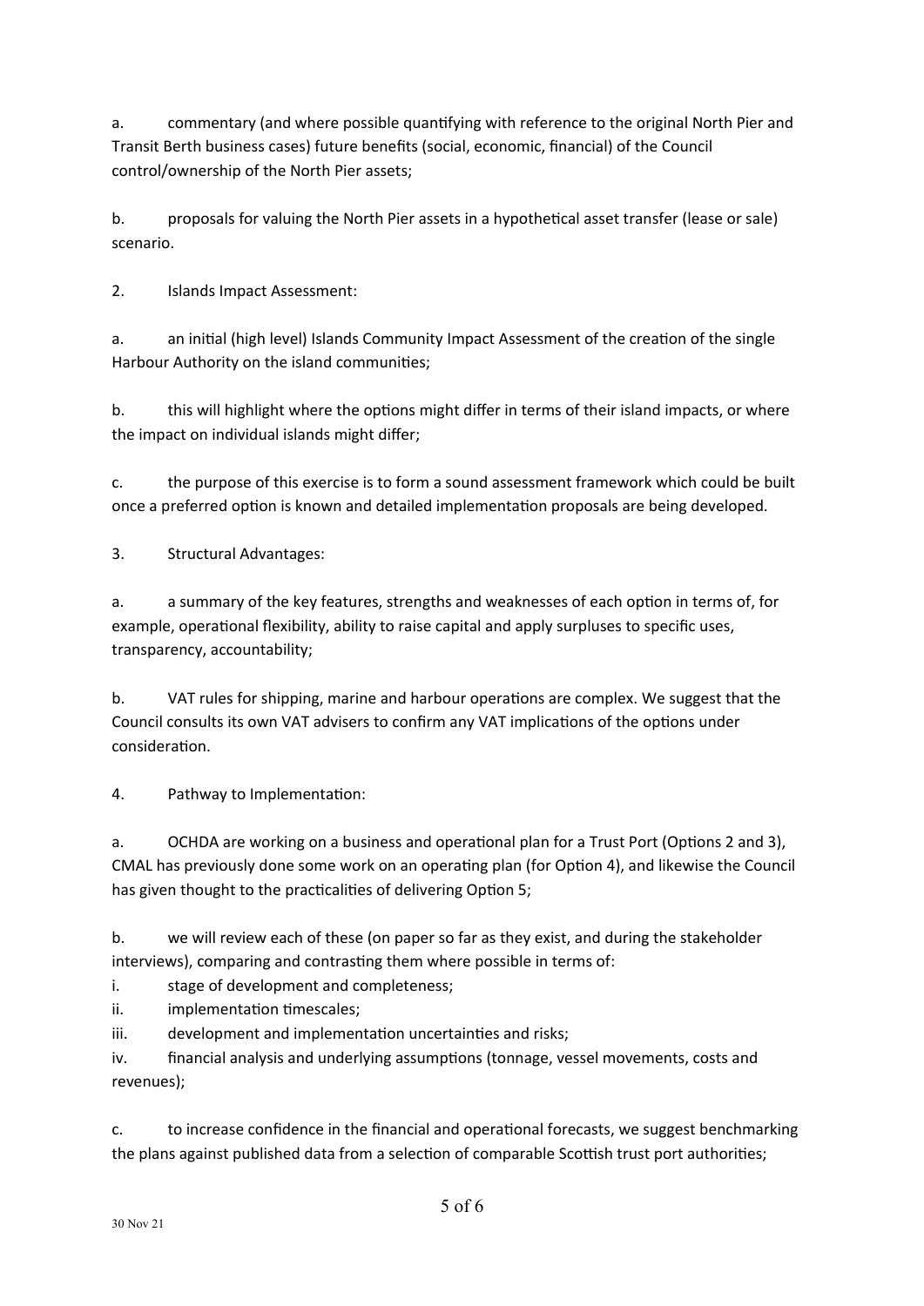a. commentary (and where possible quantifying with reference to the original North Pier and Transit Berth business cases) future benefits (social, economic, financial) of the Council control/ownership of the North Pier assets;

b. proposals for valuing the North Pier assets in a hypothetical asset transfer (lease or sale) scenario.

2. Islands Impact Assessment:

a. an initial (high level) Islands Community Impact Assessment of the creation of the single Harbour Authority on the island communities;

b. this will highlight where the options might differ in terms of their island impacts, or where the impact on individual islands might differ;

c. the purpose of this exercise is to form a sound assessment framework which could be built once a preferred option is known and detailed implementation proposals are being developed.

3. Structural Advantages:

a. a summary of the key features, strengths and weaknesses of each option in terms of, for example, operational flexibility, ability to raise capital and apply surpluses to specific uses, transparency, accountability;

b. VAT rules for shipping, marine and harbour operations are complex. We suggest that the Council consults its own VAT advisers to confirm any VAT implications of the options under consideration.

4. Pathway to Implementation:

a. OCHDA are working on a business and operational plan for a Trust Port (Options 2 and 3), CMAL has previously done some work on an operating plan (for Option 4), and likewise the Council has given thought to the practicalities of delivering Option 5;

b. we will review each of these (on paper so far as they exist, and during the stakeholder interviews), comparing and contrasting them where possible in terms of:

i. stage of development and completeness;

ii. implementation timescales;

iii. development and implementation uncertainties and risks;

iv. financial analysis and underlying assumptions (tonnage, vessel movements, costs and revenues);

c. to increase confidence in the financial and operational forecasts, we suggest benchmarking the plans against published data from a selection of comparable Scottish trust port authorities;

30 Nov 21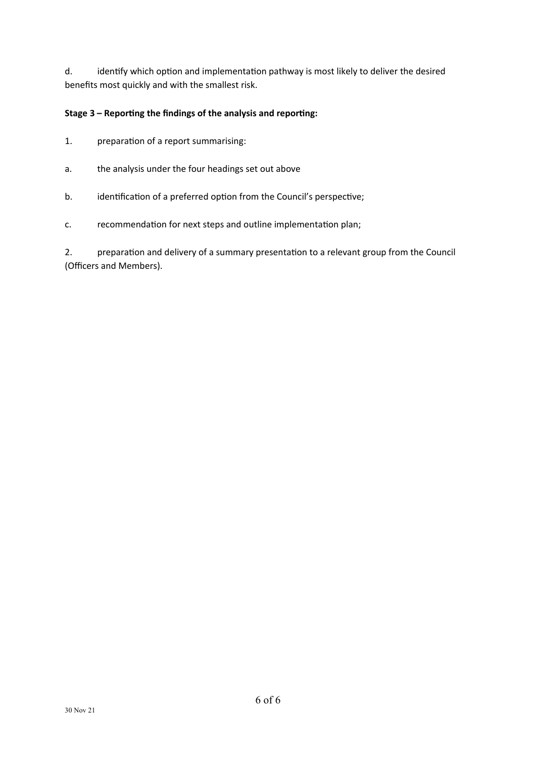d. identify which option and implementation pathway is most likely to deliver the desired benefits most quickly and with the smallest risk.

**Stage 3 – Reporting the findings of the analysis and reporting:**

1. preparation of a report summarising:

a. the analysis under the four headings set out above

b. identification of a preferred option from the Council's perspective;

c. recommendation for next steps and outline implementation plan;

2. preparation and delivery of a summary presentation to a relevant group from the Council (Officers and Members).